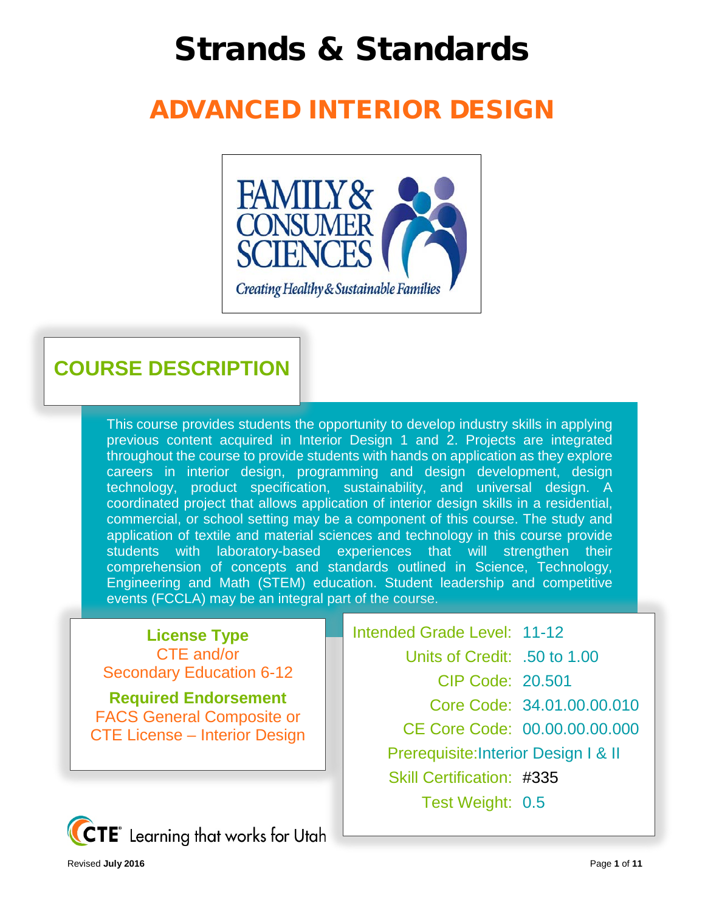# Strands & Standards

## ADVANCED INTERIOR DESIGN

## COURSE DESCRIPTION

This course provides students the opportunity to develop industry skills in applying previous content acquired in Interior Design 1 and 2. Projects are integrated throughout the course to provide students with hands on application as they explore careers in interior design, programming and design development, design technology, product specification, sustainability, and universal design. A coordinated project that allows application of interior design skills in a residential, commercial, or school setting may be a component of this course. The study and application of textile and material sciences and technology in this course provide students with laboratory-based experiences that will strengthen their comprehension of concepts and standards outlined in Science, Technology, Engineering and Math (STEM) education. Student leadership and competitive events (FCCLA) may be an integral part of the course.

**License Type**
CTE and/or
Secondary Education 6-12

**Required Endorsement**
FACS General Composite or
CTE License – Interior Design

| | |
|---|---|
| Intended Grade Level: | 11-12 |
| Units of Credit: | .50 to 1.00 |
| CIP Code: | 20.501 |
| Core Code: | 34.01.00.00.010 |
| CE Core Code: | 00.00.00.00.000 |
| Prerequisite: | Interior Design I & II |
| Skill Certification: | #335 |
| Test Weight: | 0.5 |

Revised **July 2016**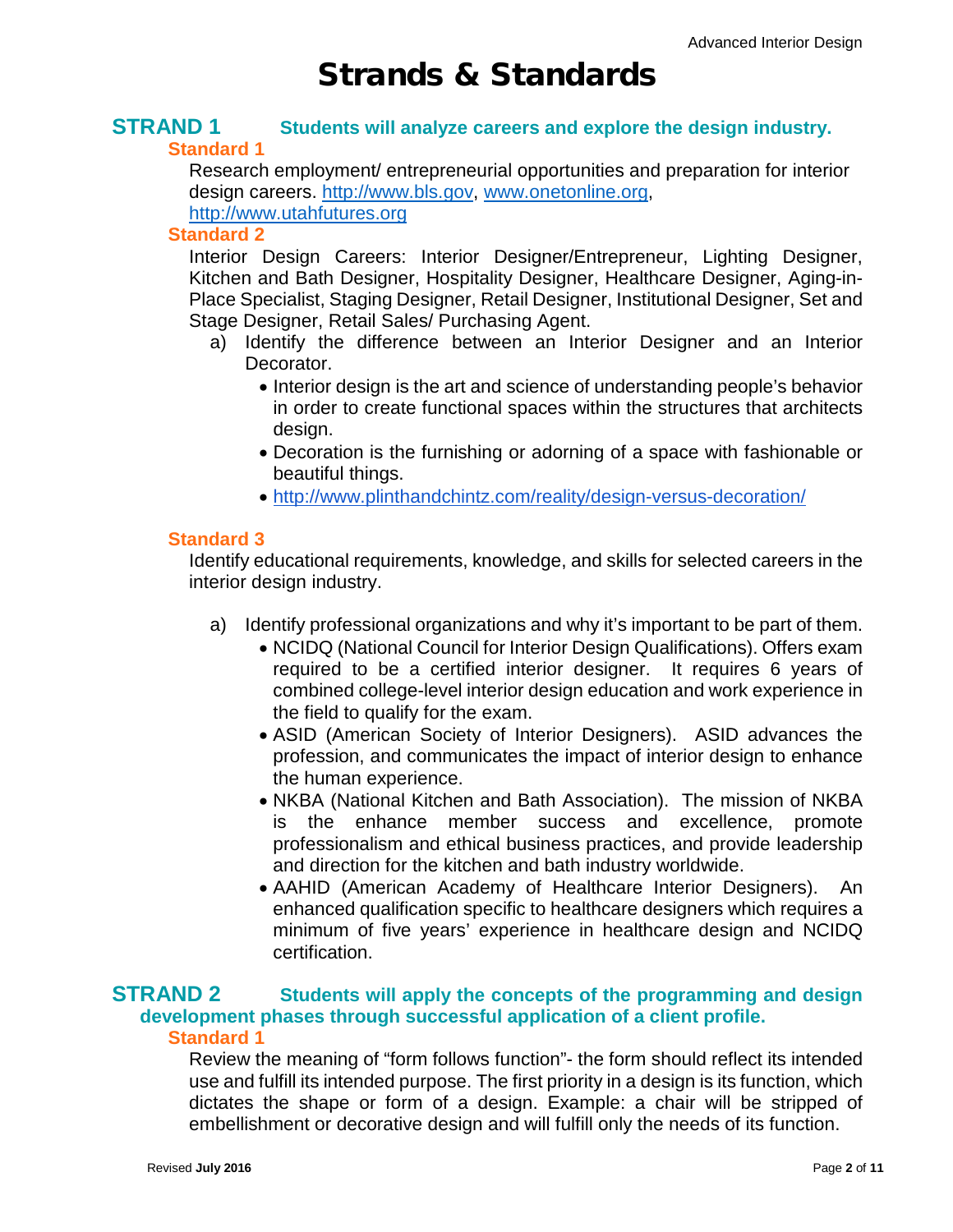# Strands & Standards

## STRAND 1 Students will analyze careers and explore the design industry.

### Standard 1

Research employment/ entrepreneurial opportunities and preparation for interior design careers. http://www.bls.gov, www.onetonline.org, http://www.utahfutures.org

### Standard 2

Interior Design Careers: Interior Designer/Entrepreneur, Lighting Designer, Kitchen and Bath Designer, Hospitality Designer, Healthcare Designer, Aging-in-Place Specialist, Staging Designer, Retail Designer, Institutional Designer, Set and Stage Designer, Retail Sales/ Purchasing Agent.

a) Identify the difference between an Interior Designer and an Interior Decorator.
- Interior design is the art and science of understanding people's behavior in order to create functional spaces within the structures that architects design.
- Decoration is the furnishing or adorning of a space with fashionable or beautiful things.
- http://www.plinthandchintz.com/reality/design-versus-decoration/

### Standard 3

Identify educational requirements, knowledge, and skills for selected careers in the interior design industry.

a) Identify professional organizations and why it's important to be part of them.
- NCIDQ (National Council for Interior Design Qualifications). Offers exam required to be a certified interior designer. It requires 6 years of combined college-level interior design education and work experience in the field to qualify for the exam.
- ASID (American Society of Interior Designers). ASID advances the profession, and communicates the impact of interior design to enhance the human experience.
- NKBA (National Kitchen and Bath Association). The mission of NKBA is the enhance member success and excellence, promote professionalism and ethical business practices, and provide leadership and direction for the kitchen and bath industry worldwide.
- AAHID (American Academy of Healthcare Interior Designers). An enhanced qualification specific to healthcare designers which requires a minimum of five years' experience in healthcare design and NCIDQ certification.

## STRAND 2 Students will apply the concepts of the programming and design development phases through successful application of a client profile.

### Standard 1

Review the meaning of "form follows function"- the form should reflect its intended use and fulfill its intended purpose. The first priority in a design is its function, which dictates the shape or form of a design. Example: a chair will be stripped of embellishment or decorative design and will fulfill only the needs of its function.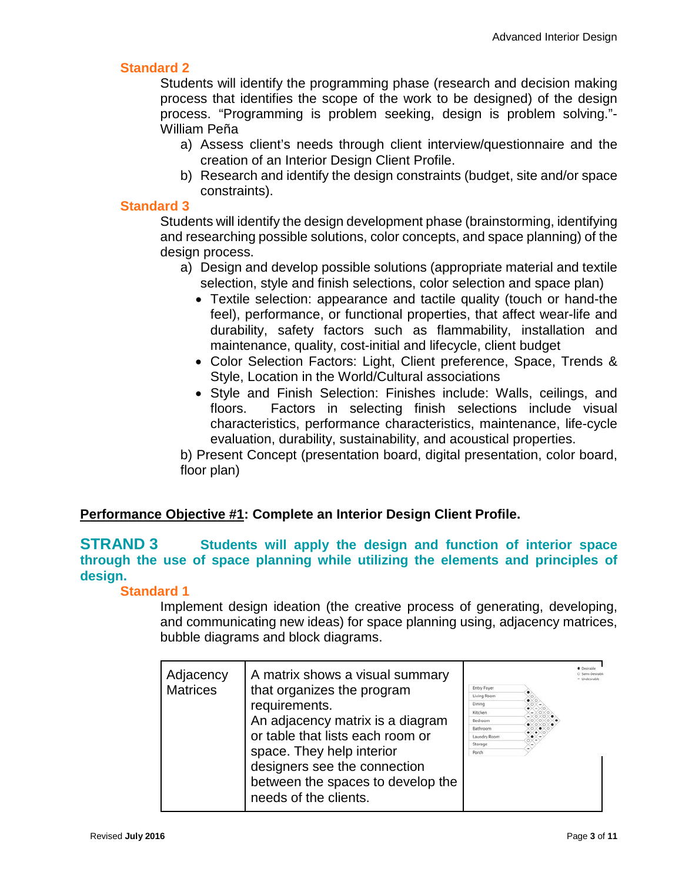### Standard 2

Students will identify the programming phase (research and decision making process that identifies the scope of the work to be designed) of the design process. "Programming is problem seeking, design is problem solving."- William Peña

a) Assess client's needs through client interview/questionnaire and the creation of an Interior Design Client Profile.
b) Research and identify the design constraints (budget, site and/or space constraints).

### Standard 3

Students will identify the design development phase (brainstorming, identifying and researching possible solutions, color concepts, and space planning) of the design process.

a) Design and develop possible solutions (appropriate material and textile selection, style and finish selections, color selection and space plan)
   - Textile selection: appearance and tactile quality (touch or hand-the feel), performance, or functional properties, that affect wear-life and durability, safety factors such as flammability, installation and maintenance, quality, cost-initial and lifecycle, client budget
   - Color Selection Factors: Light, Client preference, Space, Trends & Style, Location in the World/Cultural associations
   - Style and Finish Selection: Finishes include: Walls, ceilings, and floors. Factors in selecting finish selections include visual characteristics, performance characteristics, maintenance, life-cycle evaluation, durability, sustainability, and acoustical properties.

b) Present Concept (presentation board, digital presentation, color board, floor plan)

**<u>Performance Objective #1</u>: Complete an Interior Design Client Profile.**

## STRAND 3 Students will apply the design and function of interior space through the use of space planning while utilizing the elements and principles of design.

### Standard 1

Implement design ideation (the creative process of generating, developing, and communicating new ideas) for space planning using, adjacency matrices, bubble diagrams and block diagrams.

| | | |
|---|---|---|
| Adjacency Matrices | A matrix shows a visual summary that organizes the program requirements. An adjacency matrix is a diagram or table that lists each room or space. They help interior designers see the connection between the spaces to develop the needs of the clients. | ● Desirable ○ Semi-Desirable – Undesirable; Entry Foyer, Living Room, Dining, Kitchen, Bedroom, Bathroom, Laundry Room, Storage, Porch |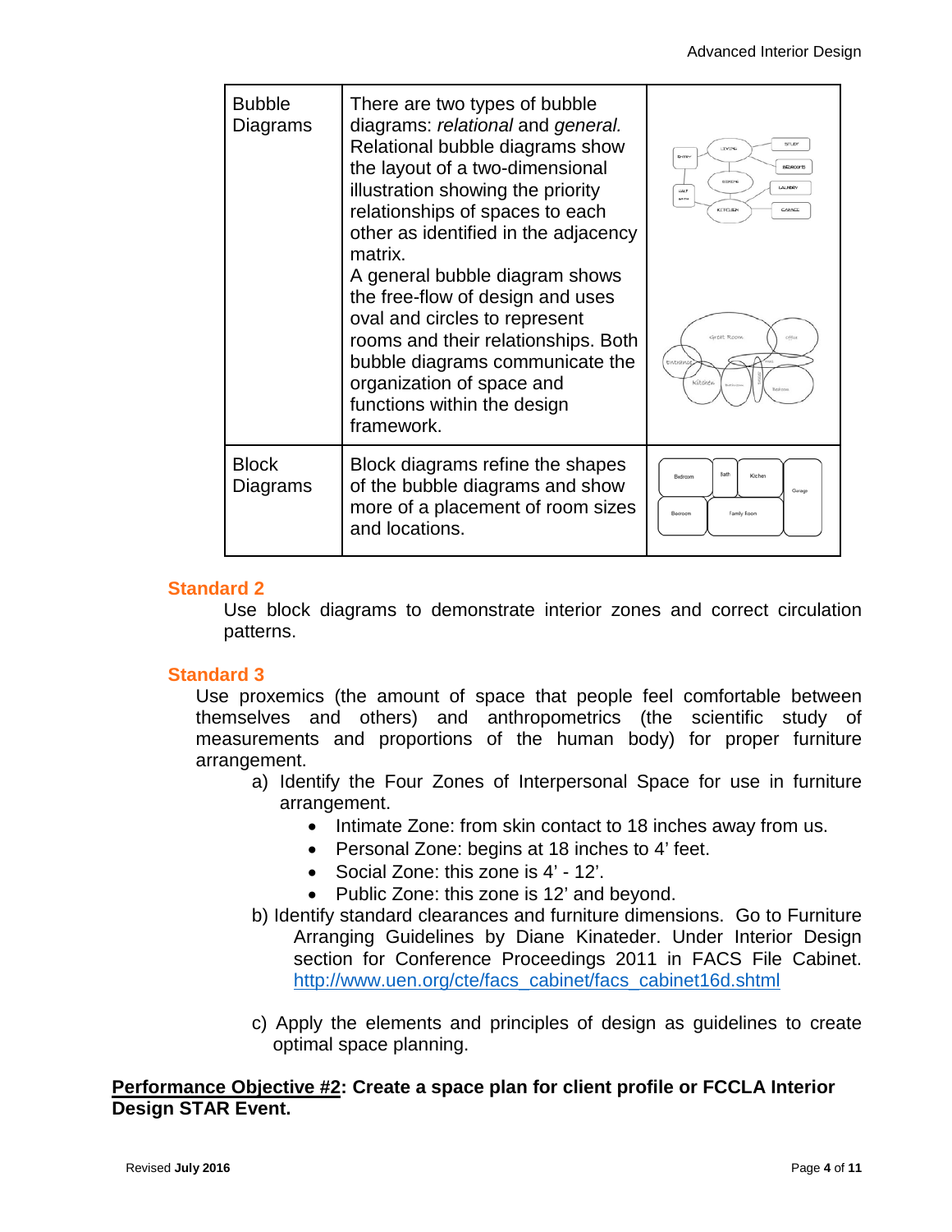| Bubble Diagrams | There are two types of bubble diagrams: *relational* and *general.* Relational bubble diagrams show the layout of a two-dimensional illustration showing the priority relationships of spaces to each other as identified in the adjacency matrix. A general bubble diagram shows the free-flow of design and uses oval and circles to represent rooms and their relationships. Both bubble diagrams communicate the organization of space and functions within the design framework. | |
|---|---|---|
| Block Diagrams | Block diagrams refine the shapes of the bubble diagrams and show more of a placement of room sizes and locations. | |

## Standard 2

Use block diagrams to demonstrate interior zones and correct circulation patterns.

## Standard 3

Use proxemics (the amount of space that people feel comfortable between themselves and others) and anthropometrics (the scientific study of measurements and proportions of the human body) for proper furniture arrangement.

a) Identify the Four Zones of Interpersonal Space for use in furniture arrangement.
   - Intimate Zone: from skin contact to 18 inches away from us.
   - Personal Zone: begins at 18 inches to 4' feet.
   - Social Zone: this zone is 4' - 12'.
   - Public Zone: this zone is 12' and beyond.

b) Identify standard clearances and furniture dimensions. Go to Furniture Arranging Guidelines by Diane Kinateder. Under Interior Design section for Conference Proceedings 2011 in FACS File Cabinet. http://www.uen.org/cte/facs_cabinet/facs_cabinet16d.shtml

c) Apply the elements and principles of design as guidelines to create optimal space planning.

**Performance Objective #2: Create a space plan for client profile or FCCLA Interior Design STAR Event.**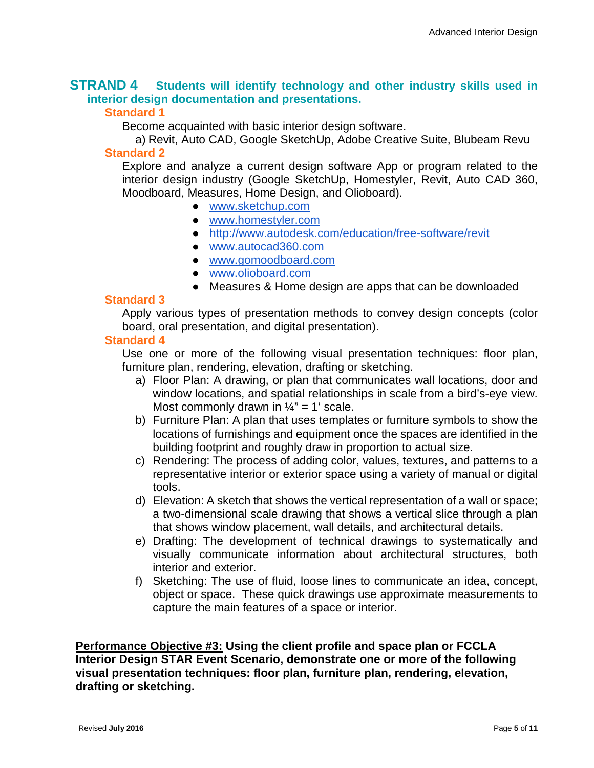## STRAND 4 Students will identify technology and other industry skills used in interior design documentation and presentations.

### Standard 1

Become acquainted with basic interior design software.

a) Revit, Auto CAD, Google SketchUp, Adobe Creative Suite, Blubeam Revu

### Standard 2

Explore and analyze a current design software App or program related to the interior design industry (Google SketchUp, Homestyler, Revit, Auto CAD 360, Moodboard, Measures, Home Design, and Olioboard).

- www.sketchup.com
- www.homestyler.com
- http://www.autodesk.com/education/free-software/revit
- www.autocad360.com
- www.gomoodboard.com
- www.olioboard.com
- Measures & Home design are apps that can be downloaded

### Standard 3

Apply various types of presentation methods to convey design concepts (color board, oral presentation, and digital presentation).

### Standard 4

Use one or more of the following visual presentation techniques: floor plan, furniture plan, rendering, elevation, drafting or sketching.

a) Floor Plan: A drawing, or plan that communicates wall locations, door and window locations, and spatial relationships in scale from a bird's-eye view. Most commonly drawn in ¼" = 1' scale.

b) Furniture Plan: A plan that uses templates or furniture symbols to show the locations of furnishings and equipment once the spaces are identified in the building footprint and roughly draw in proportion to actual size.

c) Rendering: The process of adding color, values, textures, and patterns to a representative interior or exterior space using a variety of manual or digital tools.

d) Elevation: A sketch that shows the vertical representation of a wall or space; a two-dimensional scale drawing that shows a vertical slice through a plan that shows window placement, wall details, and architectural details.

e) Drafting: The development of technical drawings to systematically and visually communicate information about architectural structures, both interior and exterior.

f) Sketching: The use of fluid, loose lines to communicate an idea, concept, object or space. These quick drawings use approximate measurements to capture the main features of a space or interior.

**<u>Performance Objective #3:</u> Using the client profile and space plan or FCCLA Interior Design STAR Event Scenario, demonstrate one or more of the following visual presentation techniques: floor plan, furniture plan, rendering, elevation, drafting or sketching.**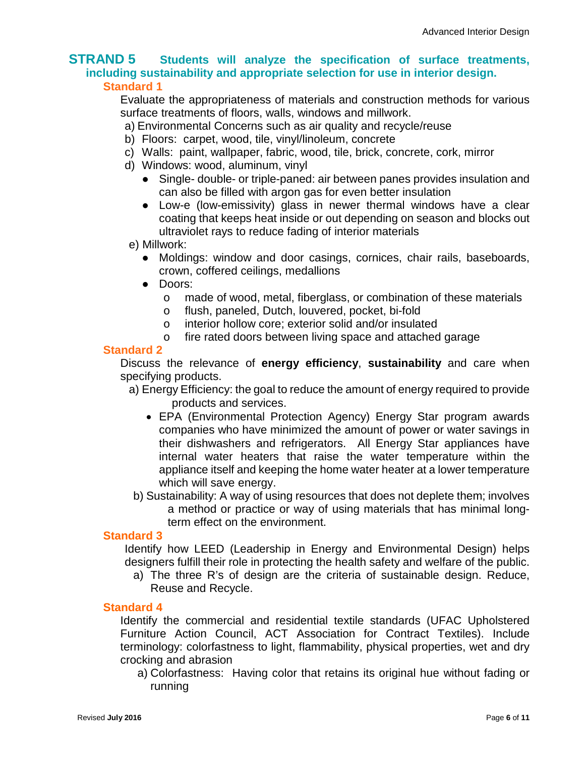## STRAND 5 Students will analyze the specification of surface treatments, including sustainability and appropriate selection for use in interior design.

### Standard 1

Evaluate the appropriateness of materials and construction methods for various surface treatments of floors, walls, windows and millwork.

a) Environmental Concerns such as air quality and recycle/reuse

b) Floors: carpet, wood, tile, vinyl/linoleum, concrete

c) Walls: paint, wallpaper, fabric, wood, tile, brick, concrete, cork, mirror

d) Windows: wood, aluminum, vinyl

- Single- double- or triple-paned: air between panes provides insulation and can also be filled with argon gas for even better insulation
- Low-e (low-emissivity) glass in newer thermal windows have a clear coating that keeps heat inside or out depending on season and blocks out ultraviolet rays to reduce fading of interior materials

e) Millwork:

- Moldings: window and door casings, cornices, chair rails, baseboards, crown, coffered ceilings, medallions
- Doors:
  - made of wood, metal, fiberglass, or combination of these materials
  - flush, paneled, Dutch, louvered, pocket, bi-fold
  - interior hollow core; exterior solid and/or insulated
  - fire rated doors between living space and attached garage

### Standard 2

Discuss the relevance of **energy efficiency**, **sustainability** and care when specifying products.

a) Energy Efficiency: the goal to reduce the amount of energy required to provide products and services.

- EPA (Environmental Protection Agency) Energy Star program awards companies who have minimized the amount of power or water savings in their dishwashers and refrigerators. All Energy Star appliances have internal water heaters that raise the water temperature within the appliance itself and keeping the home water heater at a lower temperature which will save energy.

b) Sustainability: A way of using resources that does not deplete them; involves a method or practice or way of using materials that has minimal long-term effect on the environment.

### Standard 3

Identify how LEED (Leadership in Energy and Environmental Design) helps designers fulfill their role in protecting the health safety and welfare of the public.

a) The three R's of design are the criteria of sustainable design. Reduce, Reuse and Recycle.

### Standard 4

Identify the commercial and residential textile standards (UFAC Upholstered Furniture Action Council, ACT Association for Contract Textiles). Include terminology: colorfastness to light, flammability, physical properties, wet and dry crocking and abrasion

a) Colorfastness: Having color that retains its original hue without fading or running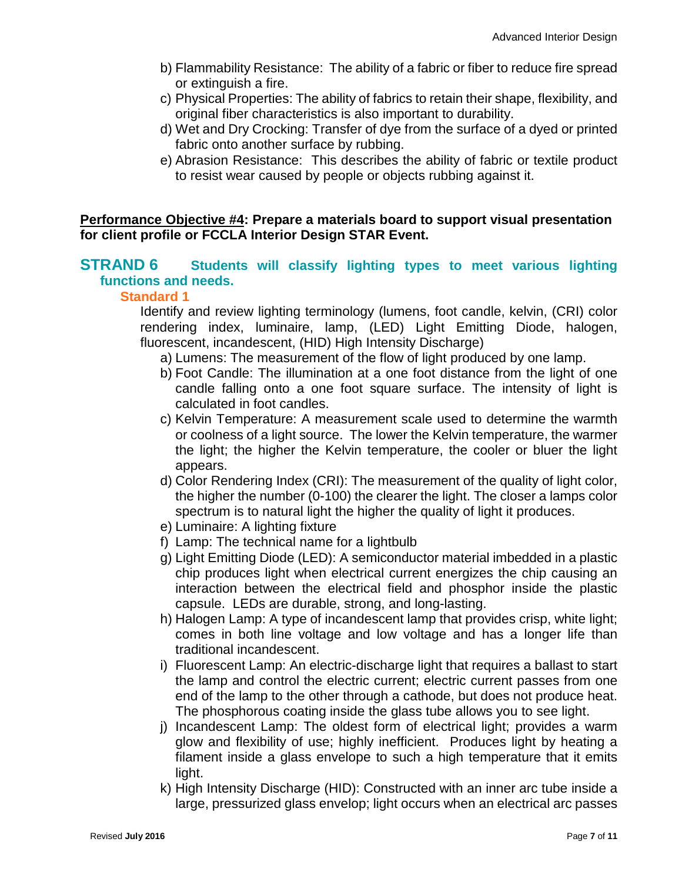b) Flammability Resistance: The ability of a fabric or fiber to reduce fire spread or extinguish a fire.
c) Physical Properties: The ability of fabrics to retain their shape, flexibility, and original fiber characteristics is also important to durability.
d) Wet and Dry Crocking: Transfer of dye from the surface of a dyed or printed fabric onto another surface by rubbing.
e) Abrasion Resistance: This describes the ability of fabric or textile product to resist wear caused by people or objects rubbing against it.

**<u>Performance Objective #4</u>: Prepare a materials board to support visual presentation for client profile or FCCLA Interior Design STAR Event.**

## STRAND 6 Students will classify lighting types to meet various lighting functions and needs.

### Standard 1

Identify and review lighting terminology (lumens, foot candle, kelvin, (CRI) color rendering index, luminaire, lamp, (LED) Light Emitting Diode, halogen, fluorescent, incandescent, (HID) High Intensity Discharge)

a) Lumens: The measurement of the flow of light produced by one lamp.
b) Foot Candle: The illumination at a one foot distance from the light of one candle falling onto a one foot square surface. The intensity of light is calculated in foot candles.
c) Kelvin Temperature: A measurement scale used to determine the warmth or coolness of a light source. The lower the Kelvin temperature, the warmer the light; the higher the Kelvin temperature, the cooler or bluer the light appears.
d) Color Rendering Index (CRI): The measurement of the quality of light color, the higher the number (0-100) the clearer the light. The closer a lamps color spectrum is to natural light the higher the quality of light it produces.
e) Luminaire: A lighting fixture
f) Lamp: The technical name for a lightbulb
g) Light Emitting Diode (LED): A semiconductor material imbedded in a plastic chip produces light when electrical current energizes the chip causing an interaction between the electrical field and phosphor inside the plastic capsule. LEDs are durable, strong, and long-lasting.
h) Halogen Lamp: A type of incandescent lamp that provides crisp, white light; comes in both line voltage and low voltage and has a longer life than traditional incandescent.
i) Fluorescent Lamp: An electric-discharge light that requires a ballast to start the lamp and control the electric current; electric current passes from one end of the lamp to the other through a cathode, but does not produce heat. The phosphorous coating inside the glass tube allows you to see light.
j) Incandescent Lamp: The oldest form of electrical light; provides a warm glow and flexibility of use; highly inefficient. Produces light by heating a filament inside a glass envelope to such a high temperature that it emits light.
k) High Intensity Discharge (HID): Constructed with an inner arc tube inside a large, pressurized glass envelop; light occurs when an electrical arc passes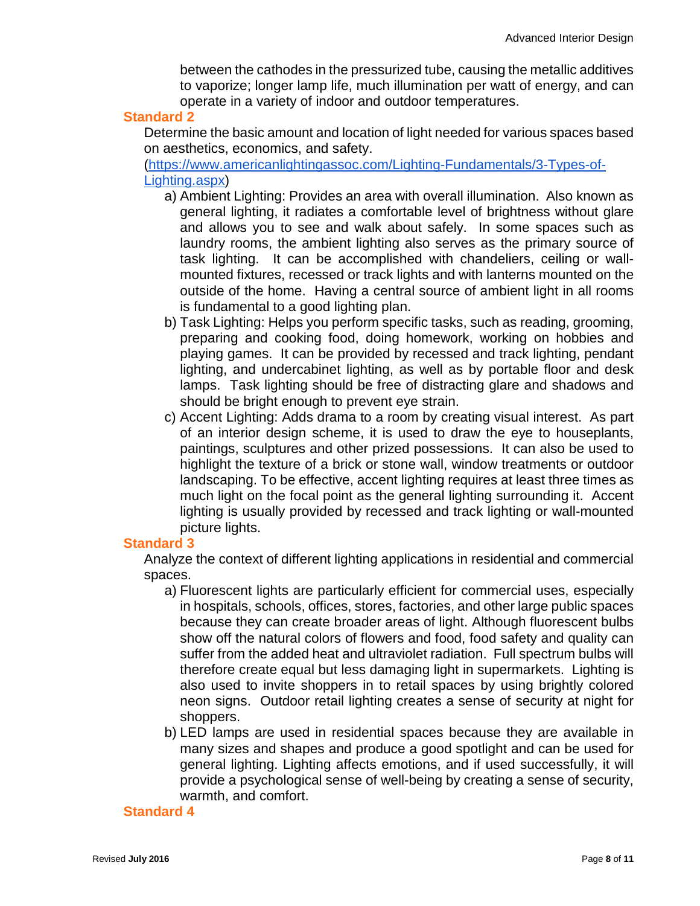between the cathodes in the pressurized tube, causing the metallic additives to vaporize; longer lamp life, much illumination per watt of energy, and can operate in a variety of indoor and outdoor temperatures.

## Standard 2

Determine the basic amount and location of light needed for various spaces based on aesthetics, economics, and safety. ([https://www.americanlightingassoc.com/Lighting-Fundamentals/3-Types-of-Lighting.aspx](https://www.americanlightingassoc.com/Lighting-Fundamentals/3-Types-of-Lighting.aspx))

a) Ambient Lighting: Provides an area with overall illumination. Also known as general lighting, it radiates a comfortable level of brightness without glare and allows you to see and walk about safely. In some spaces such as laundry rooms, the ambient lighting also serves as the primary source of task lighting. It can be accomplished with chandeliers, ceiling or wall-mounted fixtures, recessed or track lights and with lanterns mounted on the outside of the home. Having a central source of ambient light in all rooms is fundamental to a good lighting plan.

b) Task Lighting: Helps you perform specific tasks, such as reading, grooming, preparing and cooking food, doing homework, working on hobbies and playing games. It can be provided by recessed and track lighting, pendant lighting, and undercabinet lighting, as well as by portable floor and desk lamps. Task lighting should be free of distracting glare and shadows and should be bright enough to prevent eye strain.

c) Accent Lighting: Adds drama to a room by creating visual interest. As part of an interior design scheme, it is used to draw the eye to houseplants, paintings, sculptures and other prized possessions. It can also be used to highlight the texture of a brick or stone wall, window treatments or outdoor landscaping. To be effective, accent lighting requires at least three times as much light on the focal point as the general lighting surrounding it. Accent lighting is usually provided by recessed and track lighting or wall-mounted picture lights.

## Standard 3

Analyze the context of different lighting applications in residential and commercial spaces.

a) Fluorescent lights are particularly efficient for commercial uses, especially in hospitals, schools, offices, stores, factories, and other large public spaces because they can create broader areas of light. Although fluorescent bulbs show off the natural colors of flowers and food, food safety and quality can suffer from the added heat and ultraviolet radiation. Full spectrum bulbs will therefore create equal but less damaging light in supermarkets. Lighting is also used to invite shoppers in to retail spaces by using brightly colored neon signs. Outdoor retail lighting creates a sense of security at night for shoppers.

b) LED lamps are used in residential spaces because they are available in many sizes and shapes and produce a good spotlight and can be used for general lighting. Lighting affects emotions, and if used successfully, it will provide a psychological sense of well-being by creating a sense of security, warmth, and comfort.

## Standard 4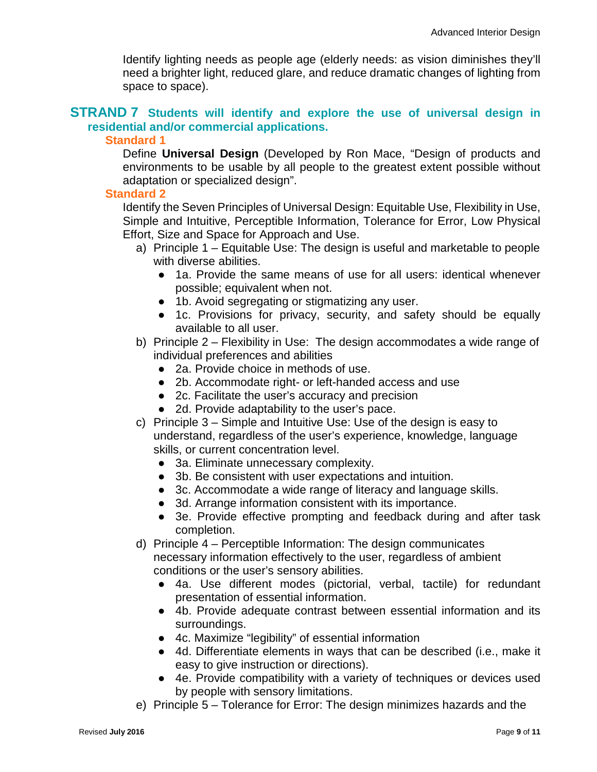Identify lighting needs as people age (elderly needs: as vision diminishes they'll need a brighter light, reduced glare, and reduce dramatic changes of lighting from space to space).

## STRAND 7 Students will identify and explore the use of universal design in residential and/or commercial applications.

### Standard 1

Define **Universal Design** (Developed by Ron Mace, "Design of products and environments to be usable by all people to the greatest extent possible without adaptation or specialized design".

### Standard 2

Identify the Seven Principles of Universal Design: Equitable Use, Flexibility in Use, Simple and Intuitive, Perceptible Information, Tolerance for Error, Low Physical Effort, Size and Space for Approach and Use.

a) Principle 1 – Equitable Use: The design is useful and marketable to people with diverse abilities.
   - 1a. Provide the same means of use for all users: identical whenever possible; equivalent when not.
   - 1b. Avoid segregating or stigmatizing any user.
   - 1c. Provisions for privacy, security, and safety should be equally available to all user.

b) Principle 2 – Flexibility in Use: The design accommodates a wide range of individual preferences and abilities
   - 2a. Provide choice in methods of use.
   - 2b. Accommodate right- or left-handed access and use
   - 2c. Facilitate the user's accuracy and precision
   - 2d. Provide adaptability to the user's pace.

c) Principle 3 – Simple and Intuitive Use: Use of the design is easy to understand, regardless of the user's experience, knowledge, language skills, or current concentration level.
   - 3a. Eliminate unnecessary complexity.
   - 3b. Be consistent with user expectations and intuition.
   - 3c. Accommodate a wide range of literacy and language skills.
   - 3d. Arrange information consistent with its importance.
   - 3e. Provide effective prompting and feedback during and after task completion.

d) Principle 4 – Perceptible Information: The design communicates necessary information effectively to the user, regardless of ambient conditions or the user's sensory abilities.
   - 4a. Use different modes (pictorial, verbal, tactile) for redundant presentation of essential information.
   - 4b. Provide adequate contrast between essential information and its surroundings.
   - 4c. Maximize "legibility" of essential information
   - 4d. Differentiate elements in ways that can be described (i.e., make it easy to give instruction or directions).
   - 4e. Provide compatibility with a variety of techniques or devices used by people with sensory limitations.

e) Principle 5 – Tolerance for Error: The design minimizes hazards and the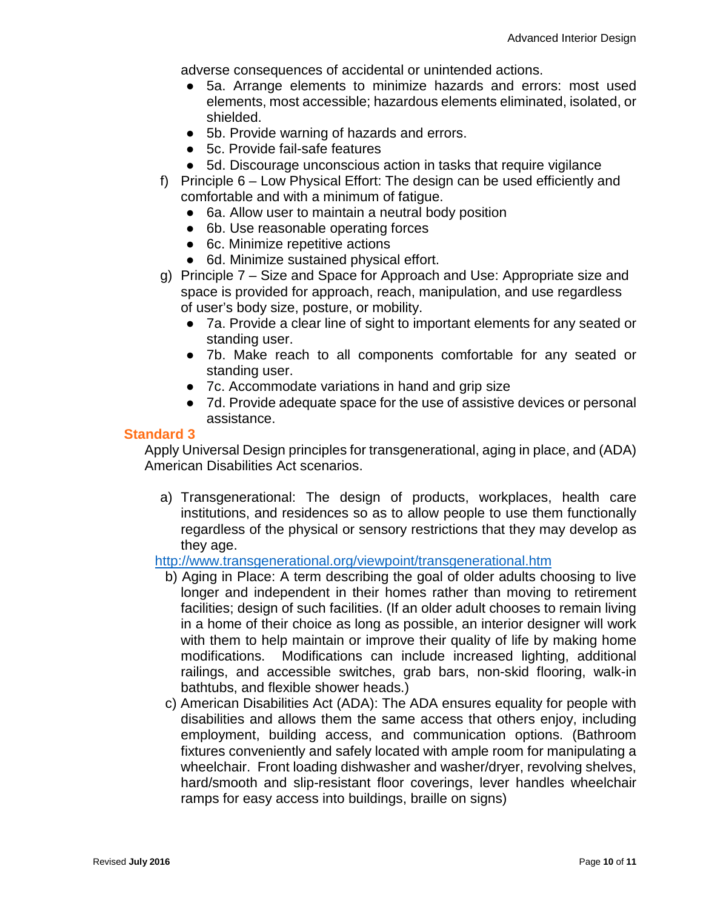adverse consequences of accidental or unintended actions.

- 5a. Arrange elements to minimize hazards and errors: most used elements, most accessible; hazardous elements eliminated, isolated, or shielded.
- 5b. Provide warning of hazards and errors.
- 5c. Provide fail-safe features
- 5d. Discourage unconscious action in tasks that require vigilance

f) Principle 6 – Low Physical Effort: The design can be used efficiently and comfortable and with a minimum of fatigue.

- 6a. Allow user to maintain a neutral body position
- 6b. Use reasonable operating forces
- 6c. Minimize repetitive actions
- 6d. Minimize sustained physical effort.

g) Principle 7 – Size and Space for Approach and Use: Appropriate size and space is provided for approach, reach, manipulation, and use regardless of user's body size, posture, or mobility.

- 7a. Provide a clear line of sight to important elements for any seated or standing user.
- 7b. Make reach to all components comfortable for any seated or standing user.
- 7c. Accommodate variations in hand and grip size
- 7d. Provide adequate space for the use of assistive devices or personal assistance.

## Standard 3

Apply Universal Design principles for transgenerational, aging in place, and (ADA) American Disabilities Act scenarios.

a) Transgenerational: The design of products, workplaces, health care institutions, and residences so as to allow people to use them functionally regardless of the physical or sensory restrictions that they may develop as they age.

http://www.transgenerational.org/viewpoint/transgenerational.htm

b) Aging in Place: A term describing the goal of older adults choosing to live longer and independent in their homes rather than moving to retirement facilities; design of such facilities. (If an older adult chooses to remain living in a home of their choice as long as possible, an interior designer will work with them to help maintain or improve their quality of life by making home modifications. Modifications can include increased lighting, additional railings, and accessible switches, grab bars, non-skid flooring, walk-in bathtubs, and flexible shower heads.)

c) American Disabilities Act (ADA): The ADA ensures equality for people with disabilities and allows them the same access that others enjoy, including employment, building access, and communication options. (Bathroom fixtures conveniently and safely located with ample room for manipulating a wheelchair. Front loading dishwasher and washer/dryer, revolving shelves, hard/smooth and slip-resistant floor coverings, lever handles wheelchair ramps for easy access into buildings, braille on signs)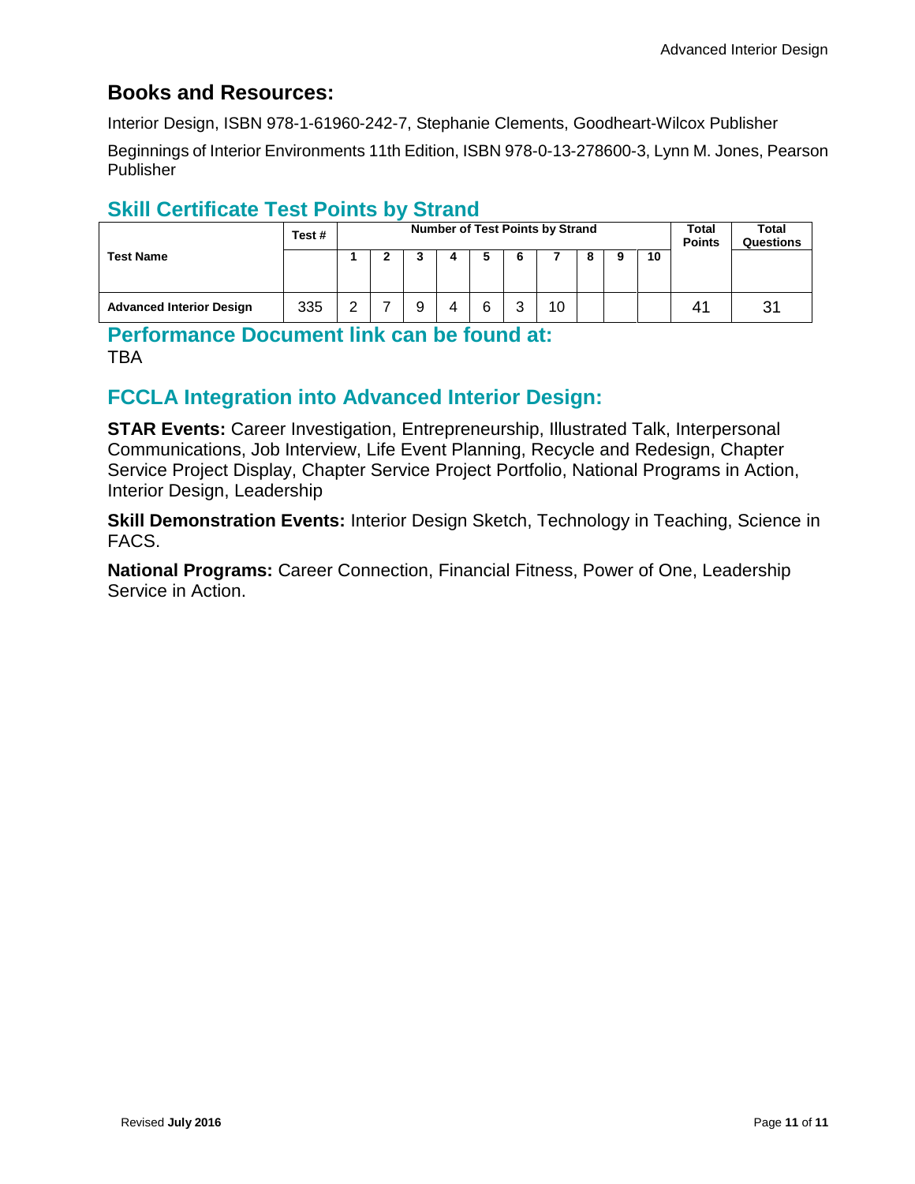## Books and Resources:

Interior Design, ISBN 978-1-61960-242-7, Stephanie Clements, Goodheart-Wilcox Publisher

Beginnings of Interior Environments 11th Edition, ISBN 978-0-13-278600-3, Lynn M. Jones, Pearson Publisher

## Skill Certificate Test Points by Strand

| Test Name | Test # | Number of Test Points by Strand | | | | | | | | | | Total Points | Total Questions |
|---|---|---|---|---|---|---|---|---|---|---|---|---|---|
| | | 1 | 2 | 3 | 4 | 5 | 6 | 7 | 8 | 9 | 10 | | |
| **Advanced Interior Design** | 335 | 2 | 7 | 9 | 4 | 6 | 3 | 10 | | | | 41 | 31 |

## Performance Document link can be found at:

TBA

## FCCLA Integration into Advanced Interior Design:

**STAR Events:** Career Investigation, Entrepreneurship, Illustrated Talk, Interpersonal Communications, Job Interview, Life Event Planning, Recycle and Redesign, Chapter Service Project Display, Chapter Service Project Portfolio, National Programs in Action, Interior Design, Leadership

**Skill Demonstration Events:** Interior Design Sketch, Technology in Teaching, Science in FACS.

**National Programs:** Career Connection, Financial Fitness, Power of One, Leadership Service in Action.